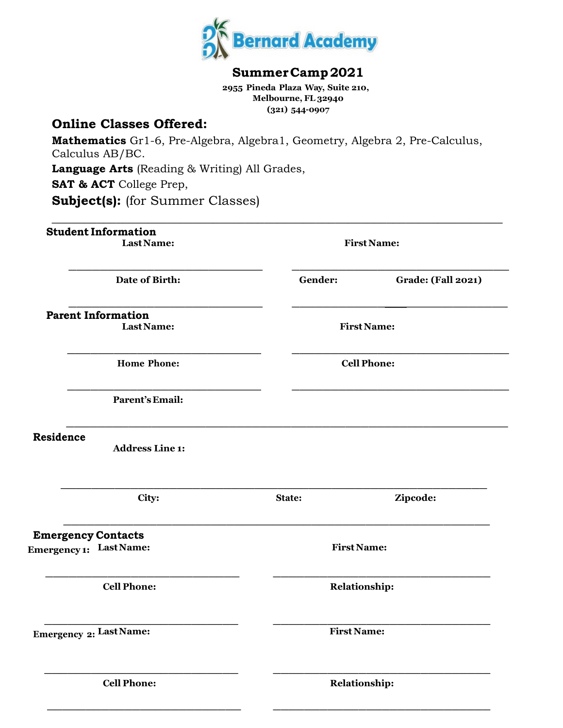# Bernard Academy

## Summer Camp 2021

**2955 Pineda Plaza Way, Suite 210,**
**Melbourne, FL 32940**
**(321) 544-0907**

## Online Classes Offered:

**Mathematics** Gr1-6, Pre-Algebra, Algebra1, Geometry, Algebra 2, Pre-Calculus, Calculus AB/BC.

**Language Arts** (Reading & Writing) All Grades,

**SAT & ACT** College Prep,

**Subject(s):** (for Summer Classes)

_______________________________________________________________

### Student Information

**Last Name:** ______________________ **First Name:** ______________________

**Date of Birth:** ______________________ **Gender:** __________ **Grade: (Fall 2021)** __________

### Parent Information

**Last Name:** ______________________ **First Name:** ______________________

**Home Phone:** ______________________ **Cell Phone:** ______________________

**Parent's Email:** _______________________________________________

### Residence

**Address Line 1:** _______________________________________________

**City:** ______________ **State:** ______________ **Zipcode:** ______________

### Emergency Contacts

**Emergency 1:** **Last Name:** ______________________ **First Name:** ______________________

**Cell Phone:** ______________________ **Relationship:** ______________________

**Emergency 2:** **Last Name:** ______________________ **First Name:** ______________________

**Cell Phone:** ______________________ **Relationship:** ______________________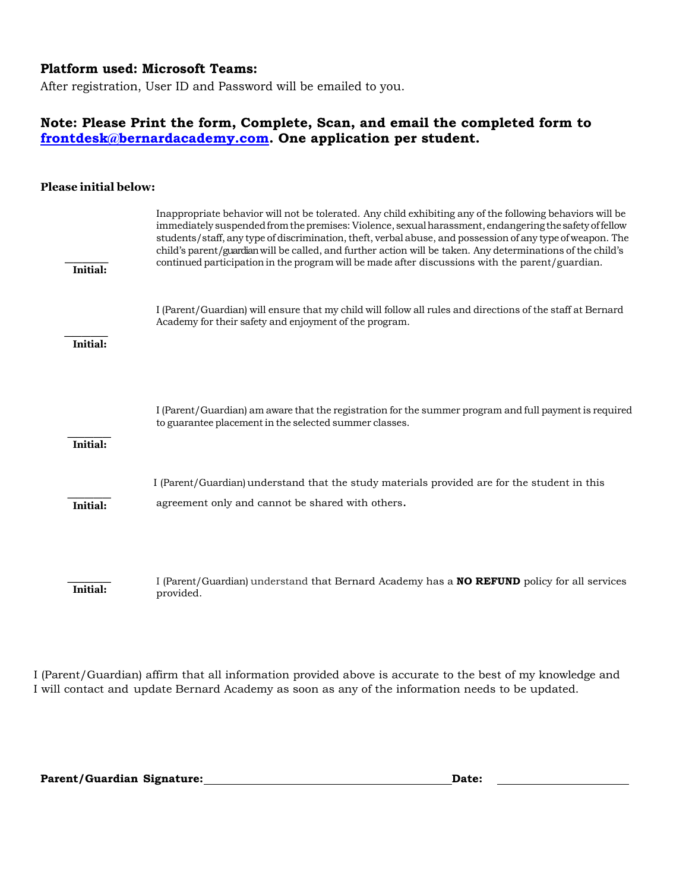**Platform used: Microsoft Teams:**

After registration, User ID and Password will be emailed to you.

**Note: Please Print the form, Complete, Scan, and email the completed form to [frontdesk@bernardacademy.com](mailto:frontdesk@bernardacademy.com). One application per student.**

**Please initial below:**

Inappropriate behavior will not be tolerated. Any child exhibiting any of the following behaviors will be immediately suspended from the premises: Violence, sexual harassment, endangering the safety of fellow students/staff, any type of discrimination, theft, verbal abuse, and possession of any type of weapon. The child's parent/guardian will be called, and further action will be taken. Any determinations of the child's continued participation in the program will be made after discussions with the parent/guardian.

**Initial:** ________

I (Parent/Guardian) will ensure that my child will follow all rules and directions of the staff at Bernard Academy for their safety and enjoyment of the program.

**Initial:** ________

I (Parent/Guardian) am aware that the registration for the summer program and full payment is required to guarantee placement in the selected summer classes.

**Initial:** ________

I (Parent/Guardian) understand that the study materials provided are for the student in this agreement only and cannot be shared with others.

**Initial:** ________

I (Parent/Guardian) understand that Bernard Academy has a **NO REFUND** policy for all services provided.

**Initial:** ________

I (Parent/Guardian) affirm that all information provided above is accurate to the best of my knowledge and I will contact and update Bernard Academy as soon as any of the information needs to be updated.

**Parent/Guardian Signature:** ______________________________ **Date:** ________________